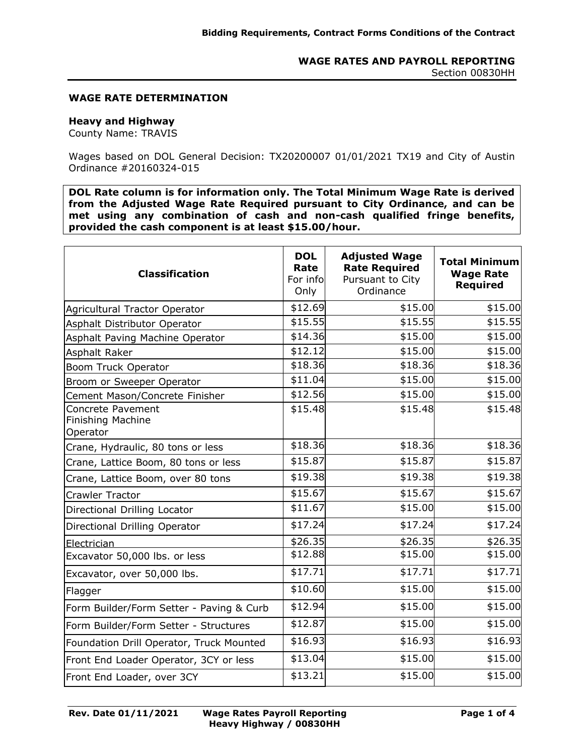**WAGE RATES AND PAYROLL REPORTING**
Section 00830HH

## WAGE RATE DETERMINATION

### Heavy and Highway

County Name: TRAVIS

Wages based on DOL General Decision: TX20200007 01/01/2021 TX19 and City of Austin Ordinance #20160324-015

**DOL Rate column is for information only. The Total Minimum Wage Rate is derived from the Adjusted Wage Rate Required pursuant to City Ordinance, and can be met using any combination of cash and non-cash qualified fringe benefits, provided the cash component is at least $15.00/hour.**

| Classification | DOL Rate For info Only | Adjusted Wage Rate Required Pursuant to City Ordinance | Total Minimum Wage Rate Required |
|---|---|---|---|
| Agricultural Tractor Operator | $12.69 | $15.00 | $15.00 |
| Asphalt Distributor Operator | $15.55 | $15.55 | $15.55 |
| Asphalt Paving Machine Operator | $14.36 | $15.00 | $15.00 |
| Asphalt Raker | $12.12 | $15.00 | $15.00 |
| Boom Truck Operator | $18.36 | $18.36 | $18.36 |
| Broom or Sweeper Operator | $11.04 | $15.00 | $15.00 |
| Cement Mason/Concrete Finisher | $12.56 | $15.00 | $15.00 |
| Concrete Pavement Finishing Machine Operator | $15.48 | $15.48 | $15.48 |
| Crane, Hydraulic, 80 tons or less | $18.36 | $18.36 | $18.36 |
| Crane, Lattice Boom, 80 tons or less | $15.87 | $15.87 | $15.87 |
| Crane, Lattice Boom, over 80 tons | $19.38 | $19.38 | $19.38 |
| Crawler Tractor | $15.67 | $15.67 | $15.67 |
| Directional Drilling Locator | $11.67 | $15.00 | $15.00 |
| Directional Drilling Operator | $17.24 | $17.24 | $17.24 |
| Electrician | $26.35 | $26.35 | $26.35 |
| Excavator 50,000 lbs. or less | $12.88 | $15.00 | $15.00 |
| Excavator, over 50,000 lbs. | $17.71 | $17.71 | $17.71 |
| Flagger | $10.60 | $15.00 | $15.00 |
| Form Builder/Form Setter - Paving & Curb | $12.94 | $15.00 | $15.00 |
| Form Builder/Form Setter - Structures | $12.87 | $15.00 | $15.00 |
| Foundation Drill Operator, Truck Mounted | $16.93 | $16.93 | $16.93 |
| Front End Loader Operator, 3CY or less | $13.04 | $15.00 | $15.00 |
| Front End Loader, over 3CY | $13.21 | $15.00 | $15.00 |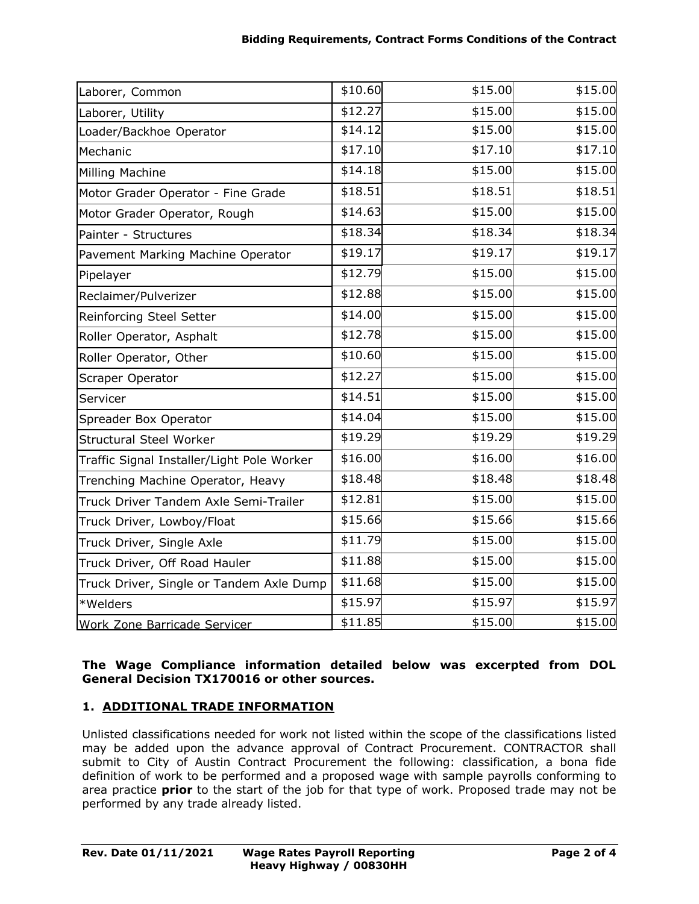| | | | |
|---|---|---|---|
| Laborer, Common | \$10.60 | \$15.00 | \$15.00 |
| Laborer, Utility | \$12.27 | \$15.00 | \$15.00 |
| Loader/Backhoe Operator | \$14.12 | \$15.00 | \$15.00 |
| Mechanic | \$17.10 | \$17.10 | \$17.10 |
| Milling Machine | \$14.18 | \$15.00 | \$15.00 |
| Motor Grader Operator - Fine Grade | \$18.51 | \$18.51 | \$18.51 |
| Motor Grader Operator, Rough | \$14.63 | \$15.00 | \$15.00 |
| Painter - Structures | \$18.34 | \$18.34 | \$18.34 |
| Pavement Marking Machine Operator | \$19.17 | \$19.17 | \$19.17 |
| Pipelayer | \$12.79 | \$15.00 | \$15.00 |
| Reclaimer/Pulverizer | \$12.88 | \$15.00 | \$15.00 |
| Reinforcing Steel Setter | \$14.00 | \$15.00 | \$15.00 |
| Roller Operator, Asphalt | \$12.78 | \$15.00 | \$15.00 |
| Roller Operator, Other | \$10.60 | \$15.00 | \$15.00 |
| Scraper Operator | \$12.27 | \$15.00 | \$15.00 |
| Servicer | \$14.51 | \$15.00 | \$15.00 |
| Spreader Box Operator | \$14.04 | \$15.00 | \$15.00 |
| Structural Steel Worker | \$19.29 | \$19.29 | \$19.29 |
| Traffic Signal Installer/Light Pole Worker | \$16.00 | \$16.00 | \$16.00 |
| Trenching Machine Operator, Heavy | \$18.48 | \$18.48 | \$18.48 |
| Truck Driver Tandem Axle Semi-Trailer | \$12.81 | \$15.00 | \$15.00 |
| Truck Driver, Lowboy/Float | \$15.66 | \$15.66 | \$15.66 |
| Truck Driver, Single Axle | \$11.79 | \$15.00 | \$15.00 |
| Truck Driver, Off Road Hauler | \$11.88 | \$15.00 | \$15.00 |
| Truck Driver, Single or Tandem Axle Dump | \$11.68 | \$15.00 | \$15.00 |
| *Welders | \$15.97 | \$15.97 | \$15.97 |
| Work Zone Barricade Servicer | \$11.85 | \$15.00 | \$15.00 |

**The Wage Compliance information detailed below was excerpted from DOL General Decision TX170016 or other sources.**

## 1. ADDITIONAL TRADE INFORMATION

Unlisted classifications needed for work not listed within the scope of the classifications listed may be added upon the advance approval of Contract Procurement. CONTRACTOR shall submit to City of Austin Contract Procurement the following: classification, a bona fide definition of work to be performed and a proposed wage with sample payrolls conforming to area practice **prior** to the start of the job for that type of work. Proposed trade may not be performed by any trade already listed.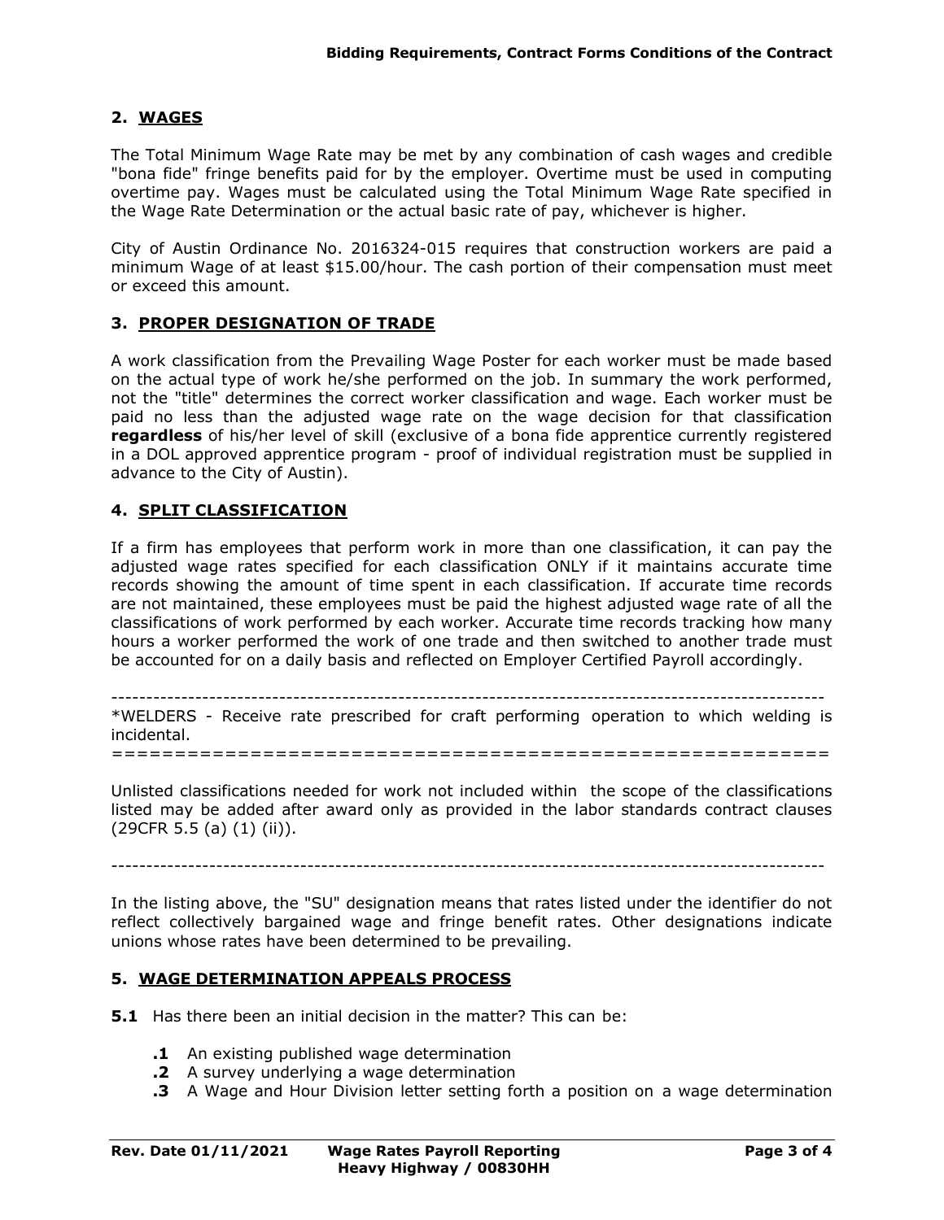## 2. WAGES

The Total Minimum Wage Rate may be met by any combination of cash wages and credible "bona fide" fringe benefits paid for by the employer. Overtime must be used in computing overtime pay. Wages must be calculated using the Total Minimum Wage Rate specified in the Wage Rate Determination or the actual basic rate of pay, whichever is higher.

City of Austin Ordinance No. 2016324-015 requires that construction workers are paid a minimum Wage of at least $15.00/hour. The cash portion of their compensation must meet or exceed this amount.

## 3. PROPER DESIGNATION OF TRADE

A work classification from the Prevailing Wage Poster for each worker must be made based on the actual type of work he/she performed on the job. In summary the work performed, not the "title" determines the correct worker classification and wage. Each worker must be paid no less than the adjusted wage rate on the wage decision for that classification **regardless** of his/her level of skill (exclusive of a bona fide apprentice currently registered in a DOL approved apprentice program - proof of individual registration must be supplied in advance to the City of Austin).

## 4. SPLIT CLASSIFICATION

If a firm has employees that perform work in more than one classification, it can pay the adjusted wage rates specified for each classification ONLY if it maintains accurate time records showing the amount of time spent in each classification. If accurate time records are not maintained, these employees must be paid the highest adjusted wage rate of all the classifications of work performed by each worker. Accurate time records tracking how many hours a worker performed the work of one trade and then switched to another trade must be accounted for on a daily basis and reflected on Employer Certified Payroll accordingly.

----------------------------------------------------------------------------------------------------

*WELDERS - Receive rate prescribed for craft performing operation to which welding is incidental.

================================================================

Unlisted classifications needed for work not included within the scope of the classifications listed may be added after award only as provided in the labor standards contract clauses (29CFR 5.5 (a) (1) (ii)).

----------------------------------------------------------------------------------------------------

In the listing above, the "SU" designation means that rates listed under the identifier do not reflect collectively bargained wage and fringe benefit rates. Other designations indicate unions whose rates have been determined to be prevailing.

## 5. WAGE DETERMINATION APPEALS PROCESS

**5.1** Has there been an initial decision in the matter? This can be:

- **.1** An existing published wage determination
- **.2** A survey underlying a wage determination
- **.3** A Wage and Hour Division letter setting forth a position on a wage determination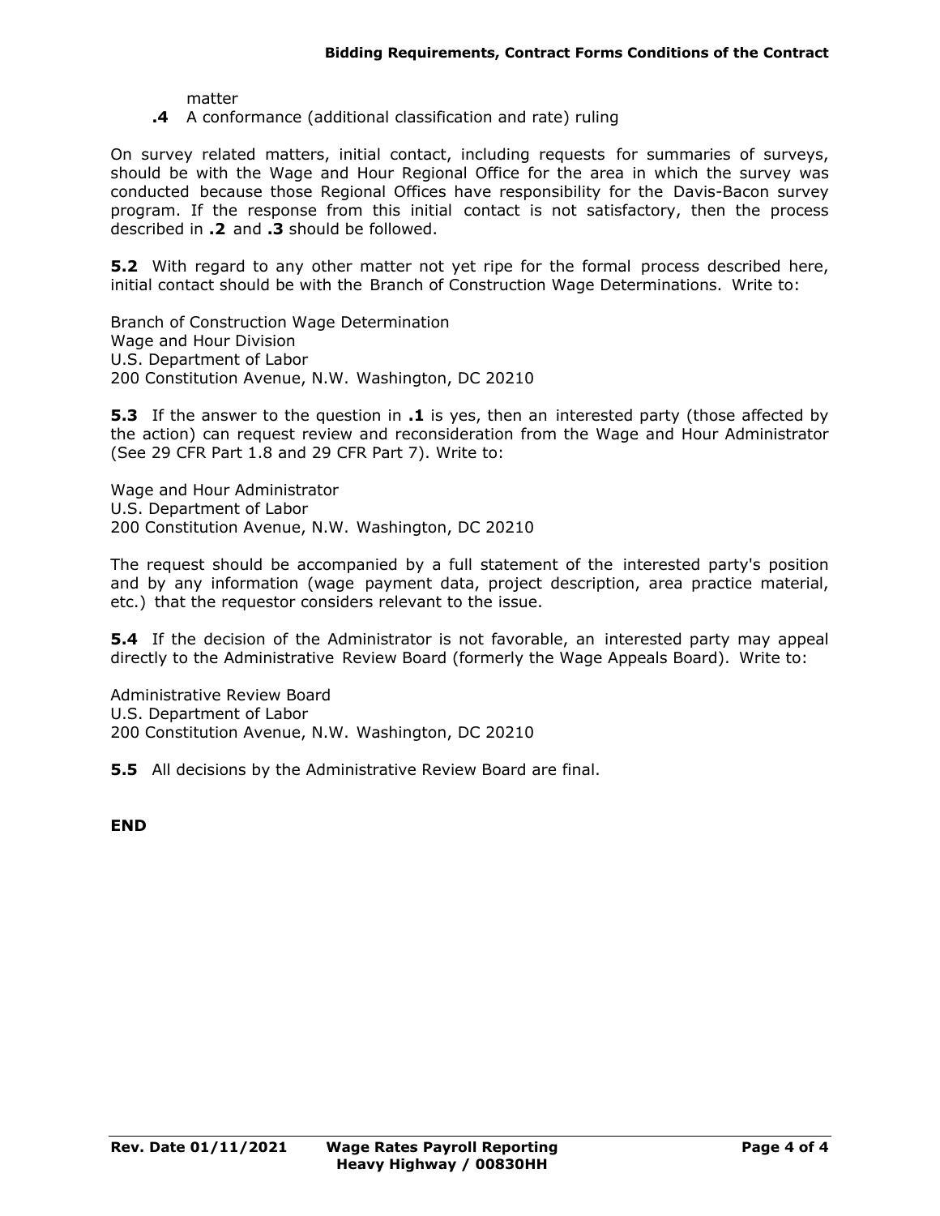matter

**.4** A conformance (additional classification and rate) ruling

On survey related matters, initial contact, including requests for summaries of surveys, should be with the Wage and Hour Regional Office for the area in which the survey was conducted because those Regional Offices have responsibility for the Davis-Bacon survey program. If the response from this initial contact is not satisfactory, then the process described in **.2** and **.3** should be followed.

**5.2** With regard to any other matter not yet ripe for the formal process described here, initial contact should be with the Branch of Construction Wage Determinations. Write to:

Branch of Construction Wage Determination
Wage and Hour Division
U.S. Department of Labor
200 Constitution Avenue, N.W. Washington, DC 20210

**5.3** If the answer to the question in **.1** is yes, then an interested party (those affected by the action) can request review and reconsideration from the Wage and Hour Administrator (See 29 CFR Part 1.8 and 29 CFR Part 7). Write to:

Wage and Hour Administrator
U.S. Department of Labor
200 Constitution Avenue, N.W. Washington, DC 20210

The request should be accompanied by a full statement of the interested party's position and by any information (wage payment data, project description, area practice material, etc.) that the requestor considers relevant to the issue.

**5.4** If the decision of the Administrator is not favorable, an interested party may appeal directly to the Administrative Review Board (formerly the Wage Appeals Board). Write to:

Administrative Review Board
U.S. Department of Labor
200 Constitution Avenue, N.W. Washington, DC 20210

**5.5** All decisions by the Administrative Review Board are final.

**END**